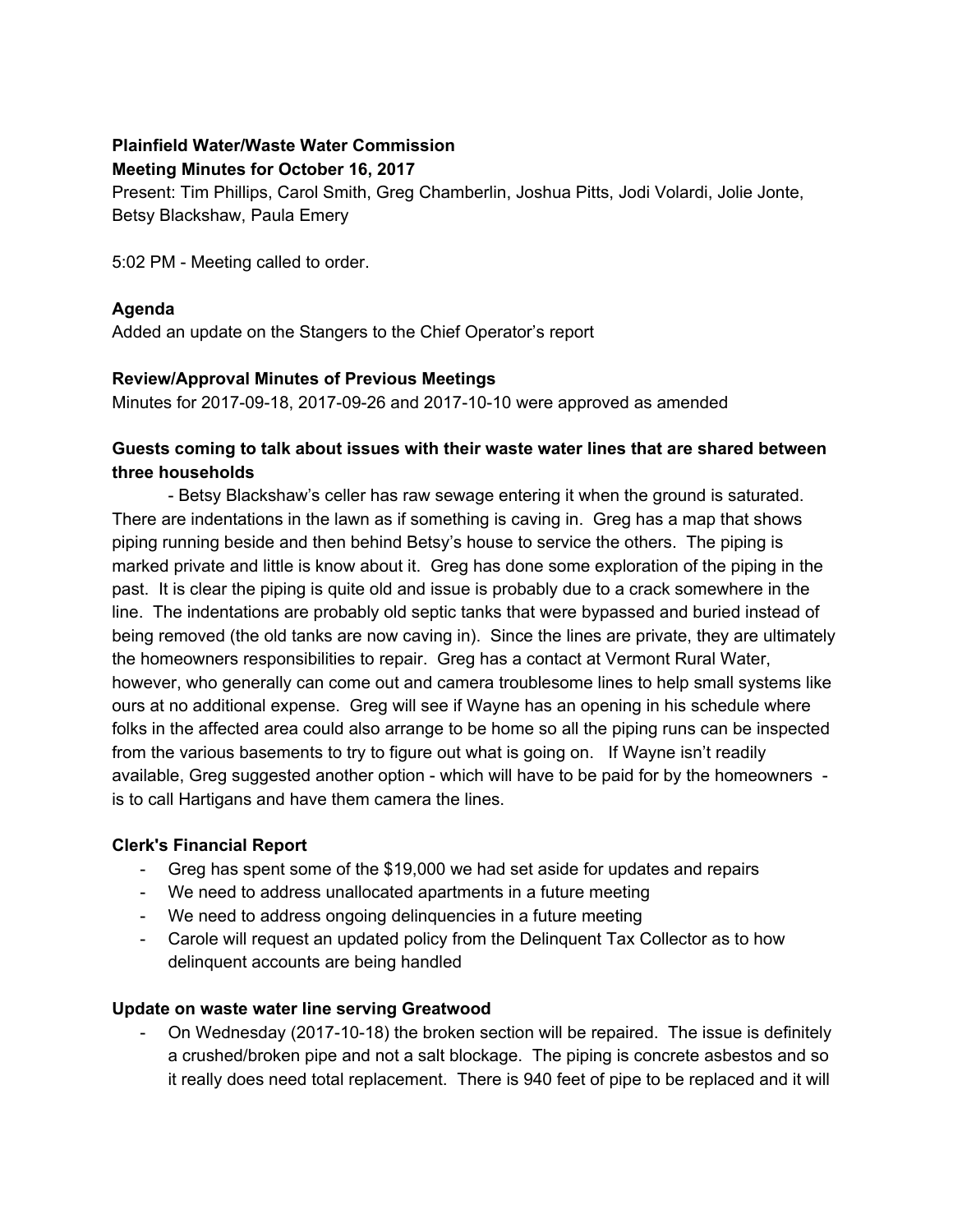**Plainfield Water/Waste Water Commission**
**Meeting Minutes for October 16, 2017**

Present: Tim Phillips, Carol Smith, Greg Chamberlin, Joshua Pitts, Jodi Volardi, Jolie Jonte, Betsy Blackshaw, Paula Emery

5:02 PM - Meeting called to order.

**Agenda**

Added an update on the Stangers to the Chief Operator's report

**Review/Approval Minutes of Previous Meetings**

Minutes for 2017-09-18, 2017-09-26 and 2017-10-10 were approved as amended

**Guests coming to talk about issues with their waste water lines that are shared between three households**

- Betsy Blackshaw's celler has raw sewage entering it when the ground is saturated. There are indentations in the lawn as if something is caving in. Greg has a map that shows piping running beside and then behind Betsy's house to service the others. The piping is marked private and little is know about it. Greg has done some exploration of the piping in the past. It is clear the piping is quite old and issue is probably due to a crack somewhere in the line. The indentations are probably old septic tanks that were bypassed and buried instead of being removed (the old tanks are now caving in). Since the lines are private, they are ultimately the homeowners responsibilities to repair. Greg has a contact at Vermont Rural Water, however, who generally can come out and camera troublesome lines to help small systems like ours at no additional expense. Greg will see if Wayne has an opening in his schedule where folks in the affected area could also arrange to be home so all the piping runs can be inspected from the various basements to try to figure out what is going on. If Wayne isn't readily available, Greg suggested another option - which will have to be paid for by the homeowners - is to call Hartigans and have them camera the lines.

**Clerk's Financial Report**

- Greg has spent some of the $19,000 we had set aside for updates and repairs
- We need to address unallocated apartments in a future meeting
- We need to address ongoing delinquencies in a future meeting
- Carole will request an updated policy from the Delinquent Tax Collector as to how delinquent accounts are being handled

**Update on waste water line serving Greatwood**

- On Wednesday (2017-10-18) the broken section will be repaired. The issue is definitely a crushed/broken pipe and not a salt blockage. The piping is concrete asbestos and so it really does need total replacement. There is 940 feet of pipe to be replaced and it will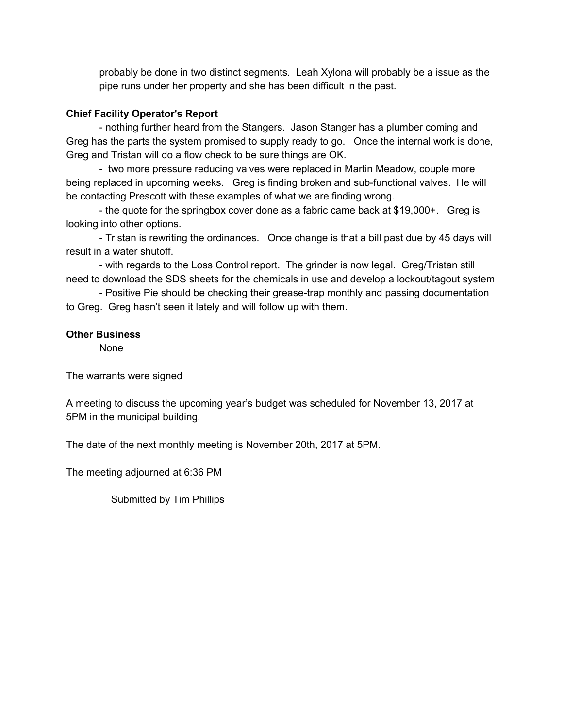probably be done in two distinct segments.  Leah Xylona will probably be a issue as the pipe runs under her property and she has been difficult in the past.

**Chief Facility Operator's Report**

- nothing further heard from the Stangers.  Jason Stanger has a plumber coming and Greg has the parts the system promised to supply ready to go.   Once the internal work is done, Greg and Tristan will do a flow check to be sure things are OK.
- two more pressure reducing valves were replaced in Martin Meadow, couple more being replaced in upcoming weeks.   Greg is finding broken and sub-functional valves.  He will be contacting Prescott with these examples of what we are finding wrong.
- the quote for the springbox cover done as a fabric came back at $19,000+.   Greg is looking into other options.
- Tristan is rewriting the ordinances.   Once change is that a bill past due by 45 days will result in a water shutoff.
- with regards to the Loss Control report.  The grinder is now legal.  Greg/Tristan still need to download the SDS sheets for the chemicals in use and develop a lockout/tagout system
- Positive Pie should be checking their grease-trap monthly and passing documentation to Greg.  Greg hasn't seen it lately and will follow up with them.

**Other Business**

None

The warrants were signed

A meeting to discuss the upcoming year's budget was scheduled for November 13, 2017 at 5PM in the municipal building.

The date of the next monthly meeting is November 20th, 2017 at 5PM.

The meeting adjourned at 6:36 PM

Submitted by Tim Phillips